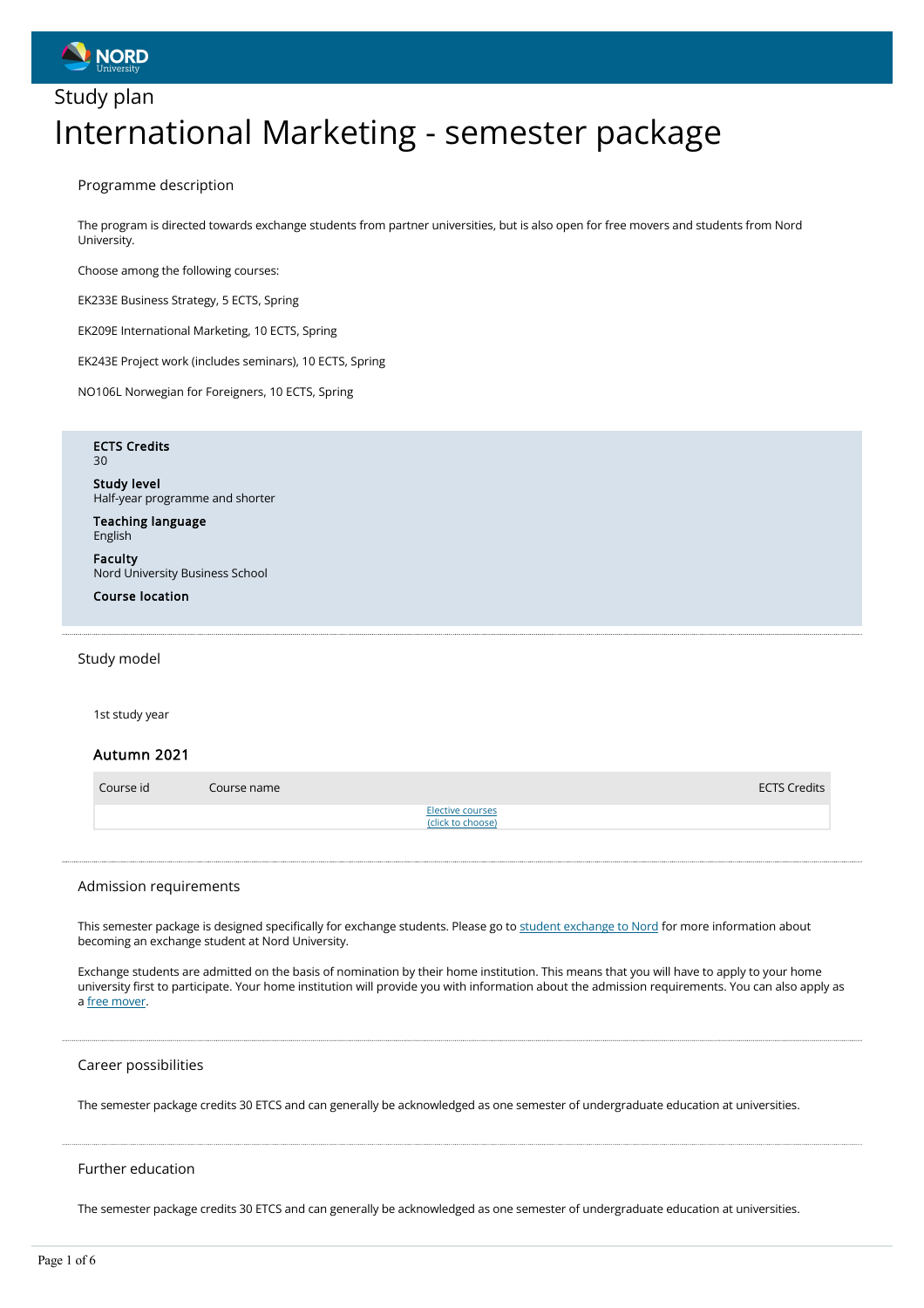Study plan

# International Marketing - semester package

## Programme description

The program is directed towards exchange students from partner universities, but is also open for free movers and students from Nord University.

Choose among the following courses:

EK233E Business Strategy, 5 ECTS, Spring

EK209E International Marketing, 10 ECTS, Spring

EK243E Project work (includes seminars), 10 ECTS, Spring

NO106L Norwegian for Foreigners, 10 ECTS, Spring

**ECTS Credits**
30

**Study level**
Half-year programme and shorter

**Teaching language**
English

**Faculty**
Nord University Business School

**Course location**

## Study model

1st study year

### Autumn 2021

| Course id | Course name | ECTS Credits |
|---|---|---|
| | Elective courses (click to choose) | |

## Admission requirements

This semester package is designed specifically for exchange students. Please go to student exchange to Nord for more information about becoming an exchange student at Nord University.

Exchange students are admitted on the basis of nomination by their home institution. This means that you will have to apply to your home university first to participate. Your home institution will provide you with information about the admission requirements. You can also apply as a free mover.

## Career possibilities

The semester package credits 30 ETCS and can generally be acknowledged as one semester of undergraduate education at universities.

## Further education

The semester package credits 30 ETCS and can generally be acknowledged as one semester of undergraduate education at universities.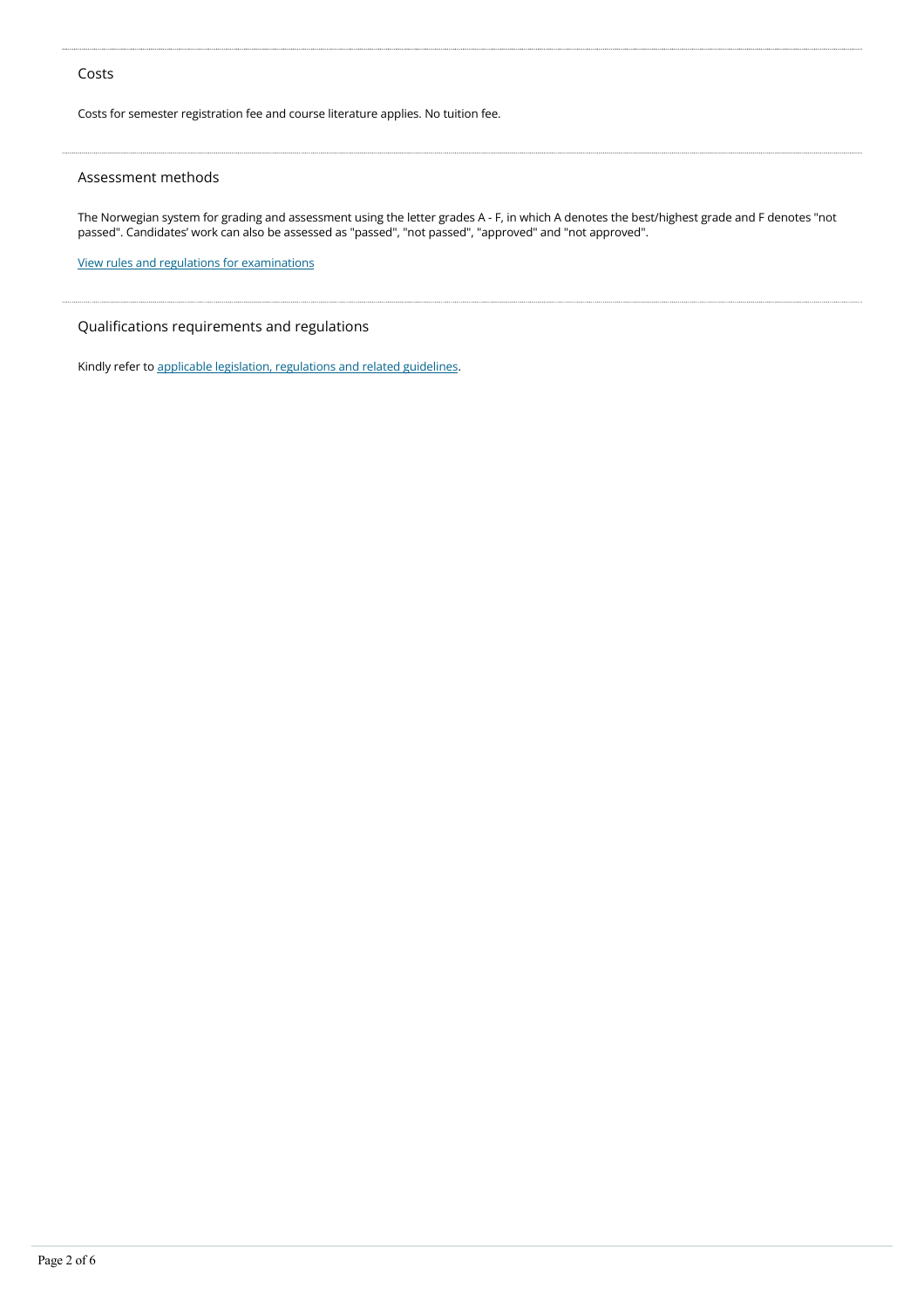## Costs

Costs for semester registration fee and course literature applies. No tuition fee.

## Assessment methods

The Norwegian system for grading and assessment using the letter grades A - F, in which A denotes the best/highest grade and F denotes "not passed". Candidates' work can also be assessed as "passed", "not passed", "approved" and "not approved".

View rules and regulations for examinations

## Qualifications requirements and regulations

Kindly refer to applicable legislation, regulations and related guidelines.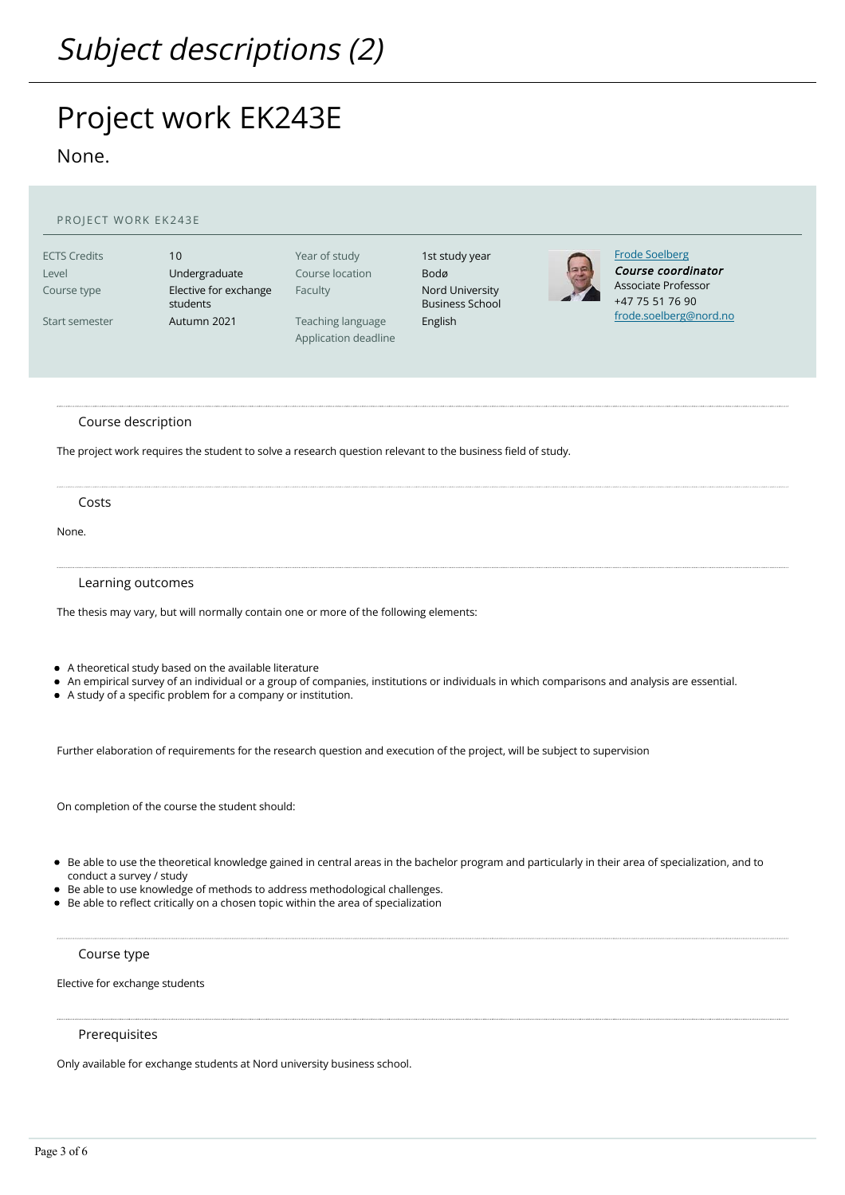# *Subject descriptions (2)*

## Project work EK243E

None.

PROJECT WORK EK243E

| | | | |
|---|---|---|---|
| ECTS Credits | 10 | Year of study | 1st study year |
| Level | Undergraduate | Course location | Bodø |
| Course type | Elective for exchange students | Faculty | Nord University Business School |
| Start semester | Autumn 2021 | Teaching language | English |
| | | Application deadline | |

Frode Soelberg
***Course coordinator***
Associate Professor
+47 75 51 76 90
frode.soelberg@nord.no

### Course description

The project work requires the student to solve a research question relevant to the business field of study.

### Costs

None.

### Learning outcomes

The thesis may vary, but will normally contain one or more of the following elements:

- A theoretical study based on the available literature
- An empirical survey of an individual or a group of companies, institutions or individuals in which comparisons and analysis are essential.
- A study of a specific problem for a company or institution.

Further elaboration of requirements for the research question and execution of the project, will be subject to supervision

On completion of the course the student should:

- Be able to use the theoretical knowledge gained in central areas in the bachelor program and particularly in their area of specialization, and to conduct a survey / study
- Be able to use knowledge of methods to address methodological challenges.
- Be able to reflect critically on a chosen topic within the area of specialization

### Course type

Elective for exchange students

### Prerequisites

Only available for exchange students at Nord university business school.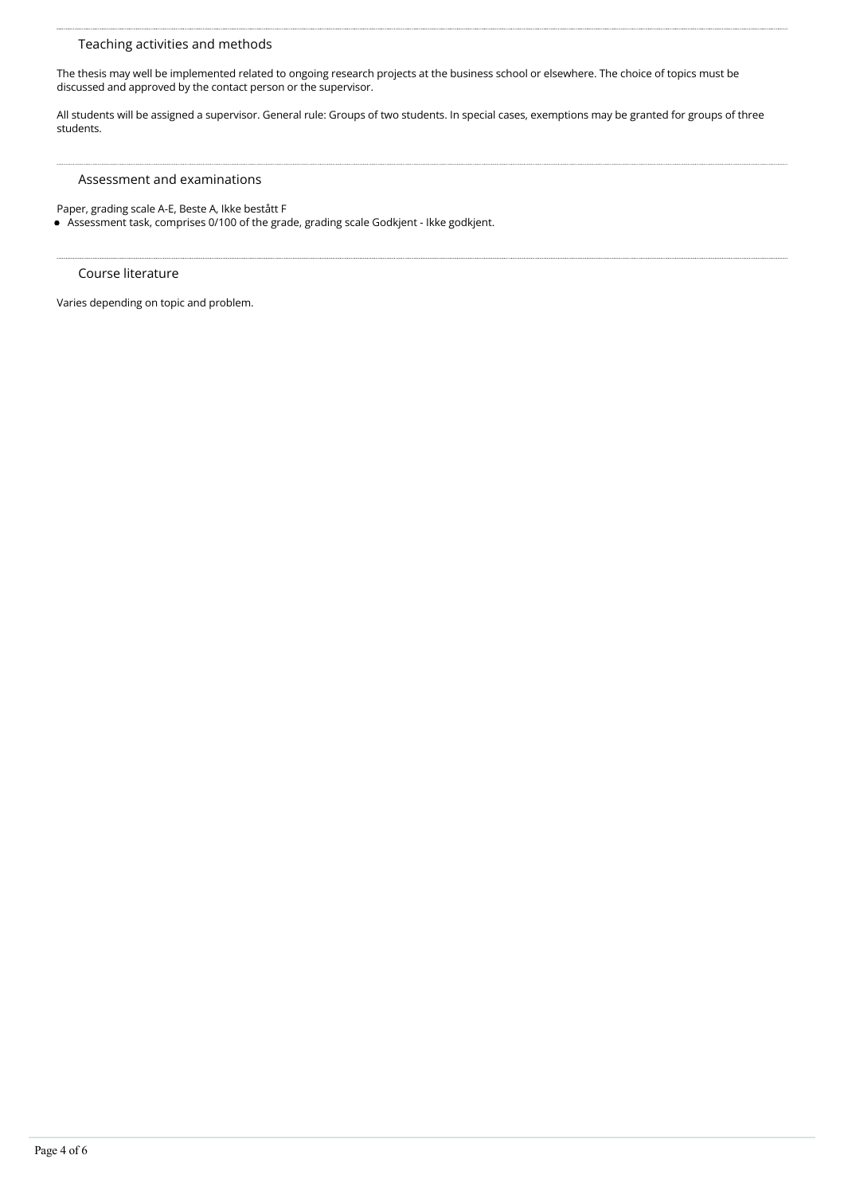## Teaching activities and methods

The thesis may well be implemented related to ongoing research projects at the business school or elsewhere. The choice of topics must be discussed and approved by the contact person or the supervisor.

All students will be assigned a supervisor. General rule: Groups of two students. In special cases, exemptions may be granted for groups of three students.

## Assessment and examinations

Paper, grading scale A-E, Beste A, Ikke bestått F

- Assessment task, comprises 0/100 of the grade, grading scale Godkjent - Ikke godkjent.

## Course literature

Varies depending on topic and problem.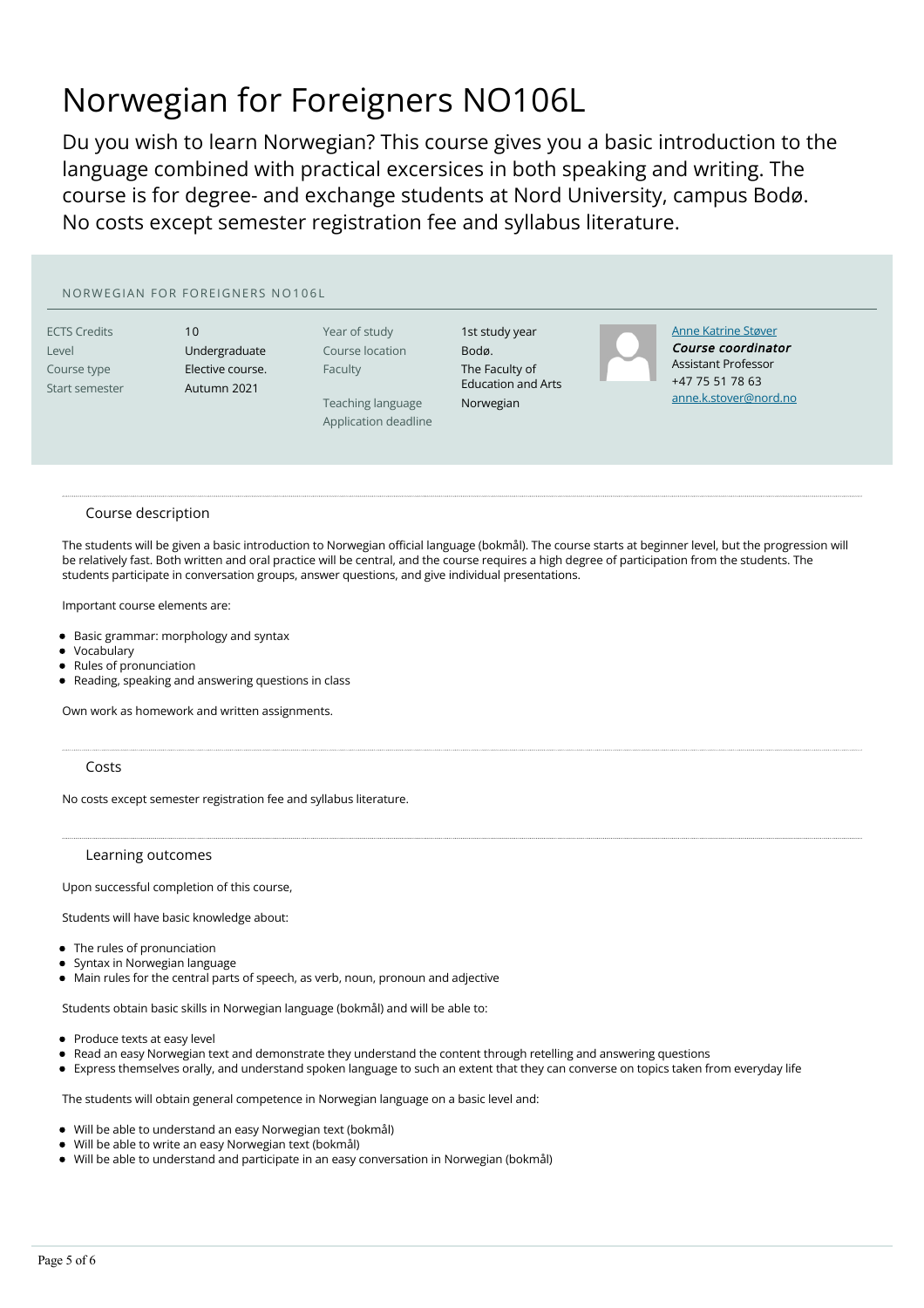# Norwegian for Foreigners NO106L

Du you wish to learn Norwegian? This course gives you a basic introduction to the language combined with practical excersices in both speaking and writing. The course is for degree- and exchange students at Nord University, campus Bodø. No costs except semester registration fee and syllabus literature.

NORWEGIAN FOR FOREIGNERS NO106L

| | | | |
|---|---|---|---|
| ECTS Credits | 10 | Year of study | 1st study year |
| Level | Undergraduate | Course location | Bodø. |
| Course type | Elective course. | Faculty | The Faculty of Education and Arts |
| Start semester | Autumn 2021 | Teaching language | Norwegian |
| | | Application deadline | |

[Anne Katrine Støver](https://www.nord.no)
***Course coordinator***
Assistant Professor
+47 75 51 78 63
anne.k.stover@nord.no

## Course description

The students will be given a basic introduction to Norwegian official language (bokmål). The course starts at beginner level, but the progression will be relatively fast. Both written and oral practice will be central, and the course requires a high degree of participation from the students. The students participate in conversation groups, answer questions, and give individual presentations.

Important course elements are:

- Basic grammar: morphology and syntax
- Vocabulary
- Rules of pronunciation
- Reading, speaking and answering questions in class

Own work as homework and written assignments.

## Costs

No costs except semester registration fee and syllabus literature.

## Learning outcomes

Upon successful completion of this course,

Students will have basic knowledge about:

- The rules of pronunciation
- Syntax in Norwegian language
- Main rules for the central parts of speech, as verb, noun, pronoun and adjective

Students obtain basic skills in Norwegian language (bokmål) and will be able to:

- Produce texts at easy level
- Read an easy Norwegian text and demonstrate they understand the content through retelling and answering questions
- Express themselves orally, and understand spoken language to such an extent that they can converse on topics taken from everyday life

The students will obtain general competence in Norwegian language on a basic level and:

- Will be able to understand an easy Norwegian text (bokmål)
- Will be able to write an easy Norwegian text (bokmål)
- Will be able to understand and participate in an easy conversation in Norwegian (bokmål)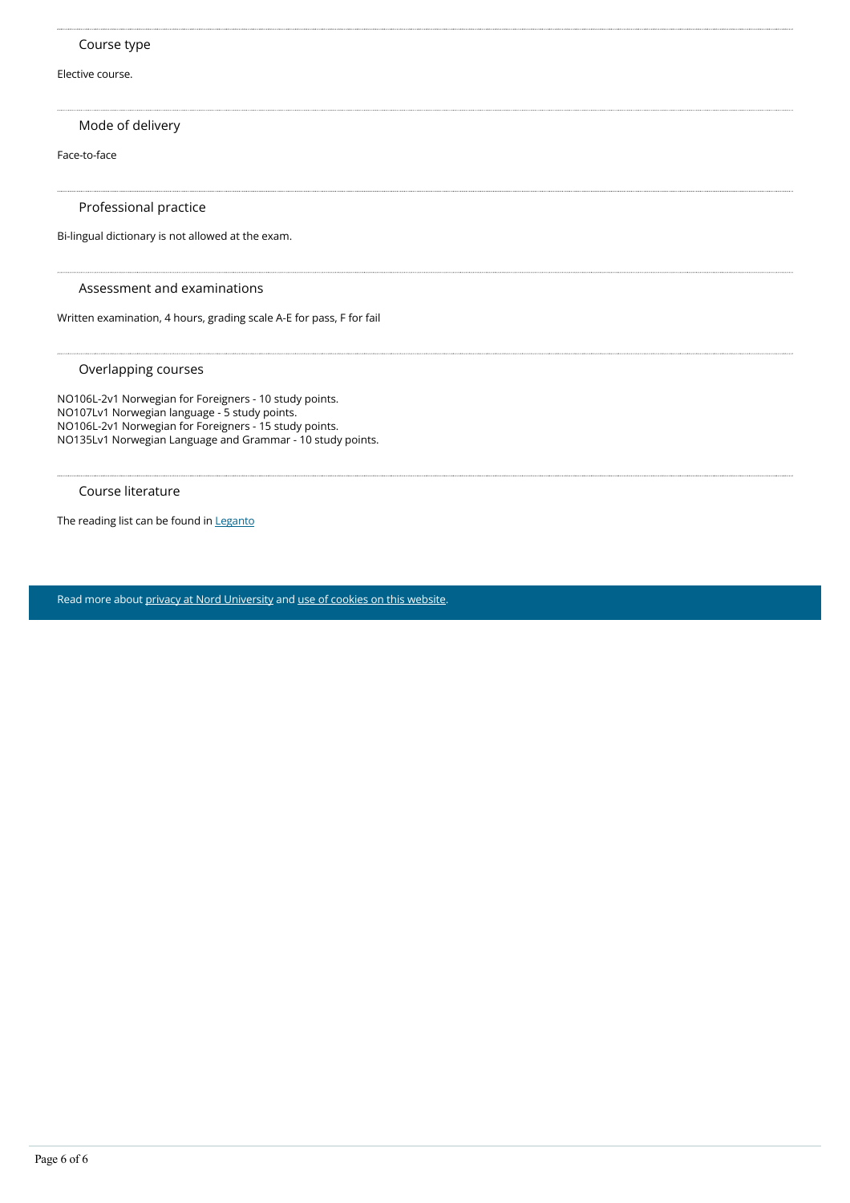## Course type

Elective course.

## Mode of delivery

Face-to-face

## Professional practice

Bi-lingual dictionary is not allowed at the exam.

## Assessment and examinations

Written examination, 4 hours, grading scale A-E for pass, F for fail

## Overlapping courses

NO106L-2v1 Norwegian for Foreigners - 10 study points.
NO107Lv1 Norwegian language - 5 study points.
NO106L-2v1 Norwegian for Foreigners - 15 study points.
NO135Lv1 Norwegian Language and Grammar - 10 study points.

## Course literature

The reading list can be found in Leganto

Read more about privacy at Nord University and use of cookies on this website.